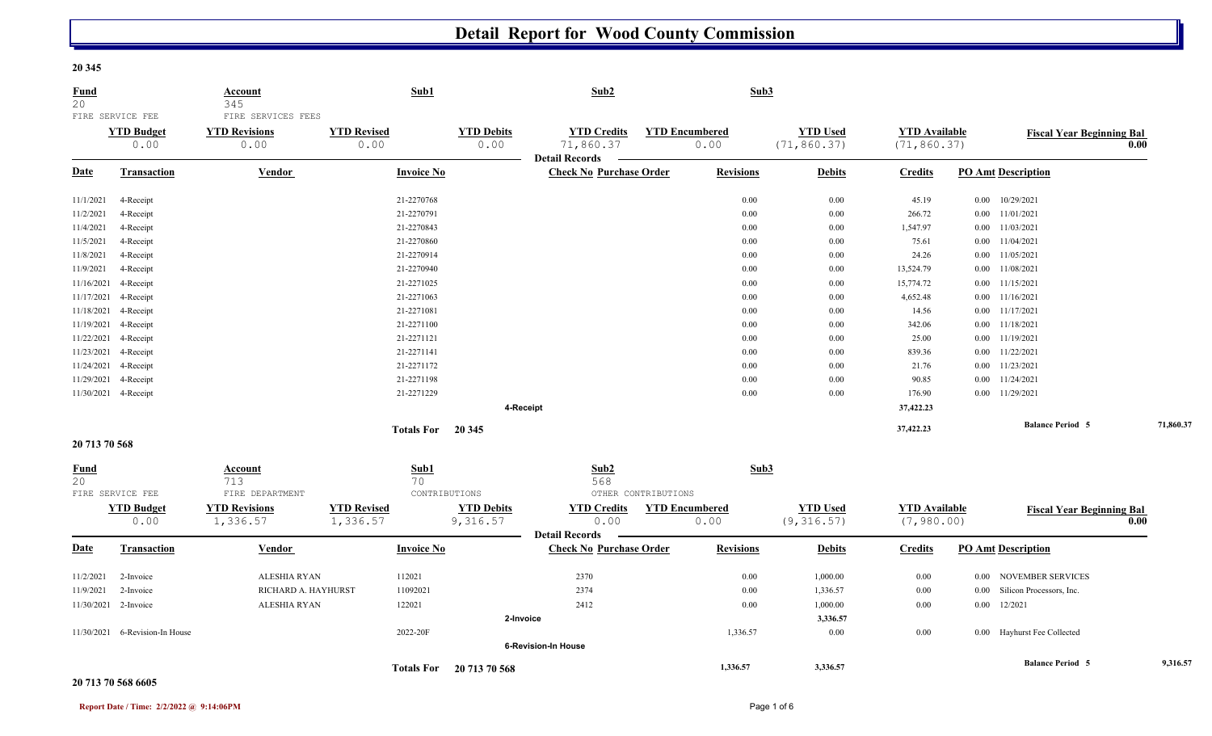# Detail Report for Wood County Commission

**20 345**

| Fund | Account | Sub1 | Sub2 | Sub3 |
|---|---|---|---|---|
| 20 | 345 | | | |
| FIRE SERVICE FEE | FIRE SERVICES FEES | | | |

| YTD Budget | YTD Revisions | YTD Revised | YTD Debits | YTD Credits | YTD Encumbered | YTD Used | YTD Available | Fiscal Year Beginning Bal |
|---|---|---|---|---|---|---|---|---|
| 0.00 | 0.00 | 0.00 | 0.00 | 71,860.37 | 0.00 | (71,860.37) | (71,860.37) | 0.00 |

**Detail Records**

| Date | Transaction | Vendor | Invoice No | Check No | Purchase Order | Revisions | Debits | Credits | PO Amt | Description |
|---|---|---|---|---|---|---|---|---|---|---|
| 11/1/2021 | 4-Receipt | | 21-2270768 | | | 0.00 | 0.00 | 45.19 | 0.00 | 10/29/2021 |
| 11/2/2021 | 4-Receipt | | 21-2270791 | | | 0.00 | 0.00 | 266.72 | 0.00 | 11/01/2021 |
| 11/4/2021 | 4-Receipt | | 21-2270843 | | | 0.00 | 0.00 | 1,547.97 | 0.00 | 11/03/2021 |
| 11/5/2021 | 4-Receipt | | 21-2270860 | | | 0.00 | 0.00 | 75.61 | 0.00 | 11/04/2021 |
| 11/8/2021 | 4-Receipt | | 21-2270914 | | | 0.00 | 0.00 | 24.26 | 0.00 | 11/05/2021 |
| 11/9/2021 | 4-Receipt | | 21-2270940 | | | 0.00 | 0.00 | 13,524.79 | 0.00 | 11/08/2021 |
| 11/16/2021 | 4-Receipt | | 21-2271025 | | | 0.00 | 0.00 | 15,774.72 | 0.00 | 11/15/2021 |
| 11/17/2021 | 4-Receipt | | 21-2271063 | | | 0.00 | 0.00 | 4,652.48 | 0.00 | 11/16/2021 |
| 11/18/2021 | 4-Receipt | | 21-2271081 | | | 0.00 | 0.00 | 14.56 | 0.00 | 11/17/2021 |
| 11/19/2021 | 4-Receipt | | 21-2271100 | | | 0.00 | 0.00 | 342.06 | 0.00 | 11/18/2021 |
| 11/22/2021 | 4-Receipt | | 21-2271121 | | | 0.00 | 0.00 | 25.00 | 0.00 | 11/19/2021 |
| 11/23/2021 | 4-Receipt | | 21-2271141 | | | 0.00 | 0.00 | 839.36 | 0.00 | 11/22/2021 |
| 11/24/2021 | 4-Receipt | | 21-2271172 | | | 0.00 | 0.00 | 21.76 | 0.00 | 11/23/2021 |
| 11/29/2021 | 4-Receipt | | 21-2271198 | | | 0.00 | 0.00 | 90.85 | 0.00 | 11/24/2021 |
| 11/30/2021 | 4-Receipt | | 21-2271229 | | | 0.00 | 0.00 | 176.90 | 0.00 | 11/29/2021 |
| | | | | **4-Receipt** | | | | **37,422.23** | | |
| | | | **Totals For 20 345** | | | | | **37,422.23** | | **Balance Period 5** 71,860.37 |

**20 713 70 568**

| Fund | Account | Sub1 | Sub2 | Sub3 |
|---|---|---|---|---|
| 20 | 713 | 70 | 568 | |
| FIRE SERVICE FEE | FIRE DEPARTMENT | CONTRIBUTIONS | OTHER CONTRIBUTIONS | |

| YTD Budget | YTD Revisions | YTD Revised | YTD Debits | YTD Credits | YTD Encumbered | YTD Used | YTD Available | Fiscal Year Beginning Bal |
|---|---|---|---|---|---|---|---|---|
| 0.00 | 1,336.57 | 1,336.57 | 9,316.57 | 0.00 | 0.00 | (9,316.57) | (7,980.00) | 0.00 |

**Detail Records**

| Date | Transaction | Vendor | Invoice No | Check No | Purchase Order | Revisions | Debits | Credits | PO Amt | Description |
|---|---|---|---|---|---|---|---|---|---|---|
| 11/2/2021 | 2-Invoice | ALESHIA RYAN | 112021 | 2370 | | 0.00 | 1,000.00 | 0.00 | 0.00 | NOVEMBER SERVICES |
| 11/9/2021 | 2-Invoice | RICHARD A. HAYHURST | 11092021 | 2374 | | 0.00 | 1,336.57 | 0.00 | 0.00 | Silicon Processors, Inc. |
| 11/30/2021 | 2-Invoice | ALESHIA RYAN | 122021 | 2412 | | 0.00 | 1,000.00 | 0.00 | 0.00 | 12/2021 |
| | | | | **2-Invoice** | | | **3,336.57** | | | |
| 11/30/2021 | 6-Revision-In House | | 2022-20F | | | 1,336.57 | 0.00 | 0.00 | 0.00 | Hayhurst Fee Collected |
| | | | | **6-Revision-In House** | | | | | | |
| | | | **Totals For 20 713 70 568** | | | **1,336.57** | **3,336.57** | | | **Balance Period 5** 9,316.57 |

**20 713 70 568 6605**

**Report Date / Time: 2/2/2022 @ 9:14:06PM**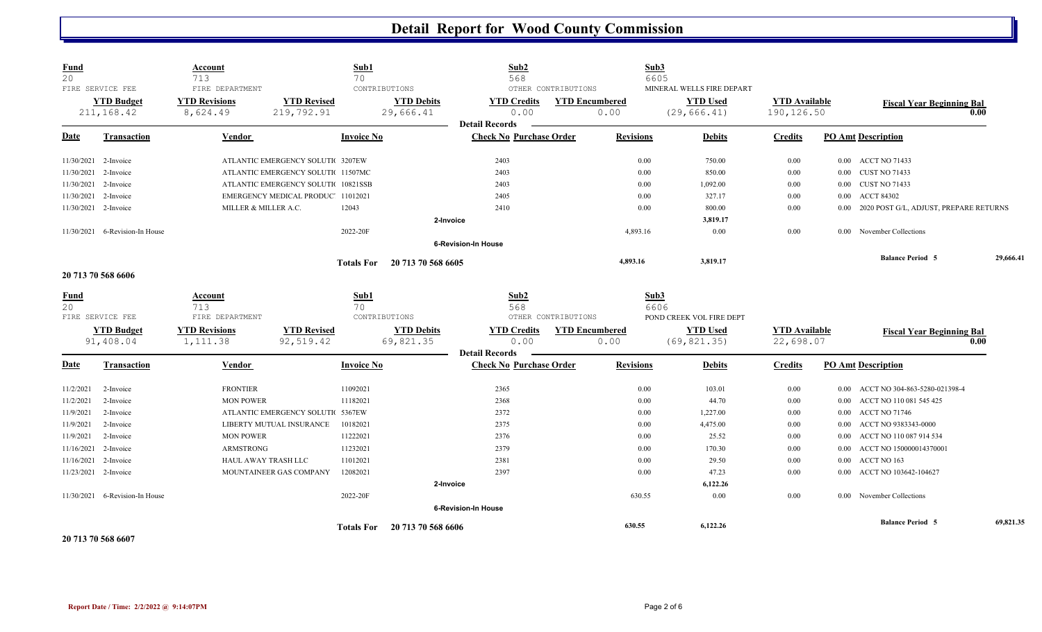# Detail Report for Wood County Commission

| Fund | Account | Sub1 | Sub2 | Sub3 |
|---|---|---|---|---|
| 20 | 713 | 70 | 568 | 6605 |
| FIRE SERVICE FEE | FIRE DEPARTMENT | CONTRIBUTIONS | OTHER CONTRIBUTIONS | MINERAL WELLS FIRE DEPART |

| YTD Budget | YTD Revisions | YTD Revised | YTD Debits | YTD Credits | YTD Encumbered | YTD Used | YTD Available | Fiscal Year Beginning Bal |
|---|---|---|---|---|---|---|---|---|
| 211,168.42 | 8,624.49 | 219,792.91 | 29,666.41 | 0.00 | 0.00 | (29,666.41) | 190,126.50 | 0.00 |

**Detail Records**

| Date | Transaction | Vendor | Invoice No | Check No | Purchase Order | Revisions | Debits | Credits | PO Amt | Description |
|---|---|---|---|---|---|---|---|---|---|---|
| 11/30/2021 | 2-Invoice | ATLANTIC EMERGENCY SOLUTI( | 3207EW | 2403 | | 0.00 | 750.00 | 0.00 | 0.00 | ACCT NO 71433 |
| 11/30/2021 | 2-Invoice | ATLANTIC EMERGENCY SOLUTI( | 11507MC | 2403 | | 0.00 | 850.00 | 0.00 | 0.00 | CUST NO 71433 |
| 11/30/2021 | 2-Invoice | ATLANTIC EMERGENCY SOLUTI( | 10821SSB | 2403 | | 0.00 | 1,092.00 | 0.00 | 0.00 | CUST NO 71433 |
| 11/30/2021 | 2-Invoice | EMERGENCY MEDICAL PRODUC' | 11012021 | 2405 | | 0.00 | 327.17 | 0.00 | 0.00 | ACCT 84302 |
| 11/30/2021 | 2-Invoice | MILLER & MILLER A.C. | 12043 | 2410 | | 0.00 | 800.00 | 0.00 | 0.00 | 2020 POST G/L, ADJUST, PREPARE RETURNS |
| | | | 2-Invoice | | | | 3,819.17 | | | |
| 11/30/2021 | 6-Revision-In House | | 2022-20F | | | 4,893.16 | 0.00 | 0.00 | 0.00 | November Collections |
| | | | 6-Revision-In House | | | | | | | |
| | | | Totals For 20 713 70 568 6605 | | | 4,893.16 | 3,819.17 | | | Balance Period 5 29,666.41 |

**20 713 70 568 6606**

| Fund | Account | Sub1 | Sub2 | Sub3 |
|---|---|---|---|---|
| 20 | 713 | 70 | 568 | 6606 |
| FIRE SERVICE FEE | FIRE DEPARTMENT | CONTRIBUTIONS | OTHER CONTRIBUTIONS | POND CREEK VOL FIRE DEPT |

| YTD Budget | YTD Revisions | YTD Revised | YTD Debits | YTD Credits | YTD Encumbered | YTD Used | YTD Available | Fiscal Year Beginning Bal |
|---|---|---|---|---|---|---|---|---|
| 91,408.04 | 1,111.38 | 92,519.42 | 69,821.35 | 0.00 | 0.00 | (69,821.35) | 22,698.07 | 0.00 |

**Detail Records**

| Date | Transaction | Vendor | Invoice No | Check No | Purchase Order | Revisions | Debits | Credits | PO Amt | Description |
|---|---|---|---|---|---|---|---|---|---|---|
| 11/2/2021 | 2-Invoice | FRONTIER | 11092021 | 2365 | | 0.00 | 103.01 | 0.00 | 0.00 | ACCT NO 304-863-5280-021398-4 |
| 11/2/2021 | 2-Invoice | MON POWER | 11182021 | 2368 | | 0.00 | 44.70 | 0.00 | 0.00 | ACCT NO 110 081 545 425 |
| 11/9/2021 | 2-Invoice | ATLANTIC EMERGENCY SOLUTI( | 5367EW | 2372 | | 0.00 | 1,227.00 | 0.00 | 0.00 | ACCT NO 71746 |
| 11/9/2021 | 2-Invoice | LIBERTY MUTUAL INSURANCE | 10182021 | 2375 | | 0.00 | 4,475.00 | 0.00 | 0.00 | ACCT NO 9383343-0000 |
| 11/9/2021 | 2-Invoice | MON POWER | 11222021 | 2376 | | 0.00 | 25.52 | 0.00 | 0.00 | ACCT NO 110 087 914 534 |
| 11/16/2021 | 2-Invoice | ARMSTRONG | 11232021 | 2379 | | 0.00 | 170.30 | 0.00 | 0.00 | ACCT NO 150000014370001 |
| 11/16/2021 | 2-Invoice | HAUL AWAY TRASH LLC | 11012021 | 2381 | | 0.00 | 29.50 | 0.00 | 0.00 | ACCT NO 163 |
| 11/23/2021 | 2-Invoice | MOUNTAINEER GAS COMPANY | 12082021 | 2397 | | 0.00 | 47.23 | 0.00 | 0.00 | ACCT NO 103642-104627 |
| | | | 2-Invoice | | | | 6,122.26 | | | |
| 11/30/2021 | 6-Revision-In House | | 2022-20F | | | 630.55 | 0.00 | 0.00 | 0.00 | November Collections |
| | | | 6-Revision-In House | | | | | | | |
| | | | Totals For 20 713 70 568 6606 | | | 630.55 | 6,122.26 | | | Balance Period 5 69,821.35 |

**20 713 70 568 6607**

Report Date / Time: 2/2/2022 @ 9:14:07PM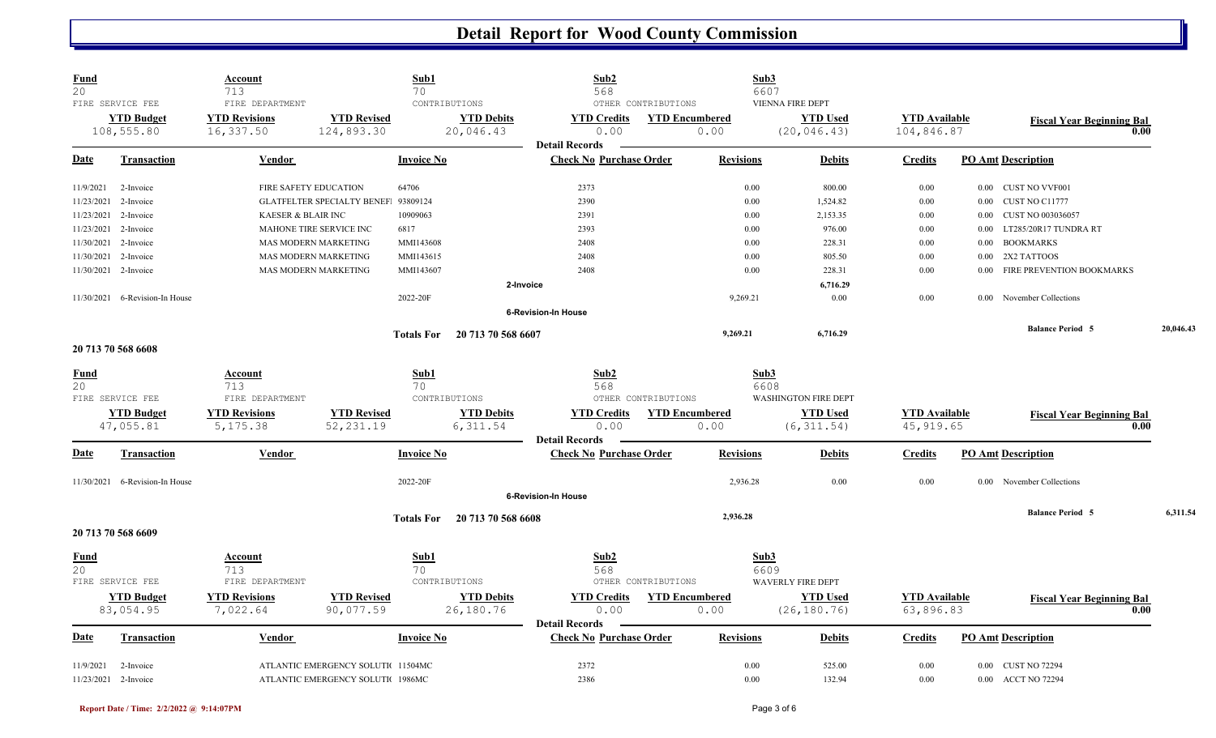# Detail Report for Wood County Commission

| Fund | Account | | Sub1 | Sub2 | | Sub3 | | |
|---|---|---|---|---|---|---|---|---|
| 20 | 713 | | 70 | 568 | | 6607 | | |
| FIRE SERVICE FEE | FIRE DEPARTMENT | | CONTRIBUTIONS | OTHER CONTRIBUTIONS | | VIENNA FIRE DEPT | | |
| **YTD Budget** | **YTD Revisions** | **YTD Revised** | **YTD Debits** | **YTD Credits** | **YTD Encumbered** | **YTD Used** | **YTD Available** | **Fiscal Year Beginning Bal** |
| 108,555.80 | 16,337.50 | 124,893.30 | 20,046.43 | 0.00 | 0.00 | (20,046.43) | 104,846.87 | 0.00 |

**Detail Records**

| Date | Transaction | Vendor | Invoice No | Check No | Purchase Order | Revisions | Debits | Credits | PO Amt | Description |
|---|---|---|---|---|---|---|---|---|---|---|
| 11/9/2021 | 2-Invoice | FIRE SAFETY EDUCATION | 64706 | 2373 | | 0.00 | 800.00 | 0.00 | 0.00 | CUST NO VVF001 |
| 11/23/2021 | 2-Invoice | GLATFELTER SPECIALTY BENEFI | 93809124 | 2390 | | 0.00 | 1,524.82 | 0.00 | 0.00 | CUST NO C11777 |
| 11/23/2021 | 2-Invoice | KAESER & BLAIR INC | 10909063 | 2391 | | 0.00 | 2,153.35 | 0.00 | 0.00 | CUST NO 003036057 |
| 11/23/2021 | 2-Invoice | MAHONE TIRE SERVICE INC | 6817 | 2393 | | 0.00 | 976.00 | 0.00 | 0.00 | LT285/20R17 TUNDRA RT |
| 11/30/2021 | 2-Invoice | MAS MODERN MARKETING | MMI143608 | 2408 | | 0.00 | 228.31 | 0.00 | 0.00 | BOOKMARKS |
| 11/30/2021 | 2-Invoice | MAS MODERN MARKETING | MMI143615 | 2408 | | 0.00 | 805.50 | 0.00 | 0.00 | 2X2 TATTOOS |
| 11/30/2021 | 2-Invoice | MAS MODERN MARKETING | MMI143607 | 2408 | | 0.00 | 228.31 | 0.00 | 0.00 | FIRE PREVENTION BOOKMARKS |
| | | | **2-Invoice** | | | | **6,716.29** | | | |
| 11/30/2021 | 6-Revision-In House | | 2022-20F | | | 9,269.21 | 0.00 | 0.00 | 0.00 | November Collections |
| | | | **6-Revision-In House** | | | | | | | |
| | | | **Totals For 20 713 70 568 6607** | | | **9,269.21** | **6,716.29** | | | **Balance Period 5** 20,046.43 |

## 20 713 70 568 6608

| Fund | Account | | Sub1 | Sub2 | | Sub3 | | |
|---|---|---|---|---|---|---|---|---|
| 20 | 713 | | 70 | 568 | | 6608 | | |
| FIRE SERVICE FEE | FIRE DEPARTMENT | | CONTRIBUTIONS | OTHER CONTRIBUTIONS | | WASHINGTON FIRE DEPT | | |
| **YTD Budget** | **YTD Revisions** | **YTD Revised** | **YTD Debits** | **YTD Credits** | **YTD Encumbered** | **YTD Used** | **YTD Available** | **Fiscal Year Beginning Bal** |
| 47,055.81 | 5,175.38 | 52,231.19 | 6,311.54 | 0.00 | 0.00 | (6,311.54) | 45,919.65 | 0.00 |

**Detail Records**

| Date | Transaction | Vendor | Invoice No | Check No | Purchase Order | Revisions | Debits | Credits | PO Amt | Description |
|---|---|---|---|---|---|---|---|---|---|---|
| 11/30/2021 | 6-Revision-In House | | 2022-20F | | | 2,936.28 | 0.00 | 0.00 | 0.00 | November Collections |
| | | | **6-Revision-In House** | | | | | | | |
| | | | **Totals For 20 713 70 568 6608** | | | **2,936.28** | | | | **Balance Period 5** 6,311.54 |

## 20 713 70 568 6609

| Fund | Account | | Sub1 | Sub2 | | Sub3 | | |
|---|---|---|---|---|---|---|---|---|
| 20 | 713 | | 70 | 568 | | 6609 | | |
| FIRE SERVICE FEE | FIRE DEPARTMENT | | CONTRIBUTIONS | OTHER CONTRIBUTIONS | | WAVERLY FIRE DEPT | | |
| **YTD Budget** | **YTD Revisions** | **YTD Revised** | **YTD Debits** | **YTD Credits** | **YTD Encumbered** | **YTD Used** | **YTD Available** | **Fiscal Year Beginning Bal** |
| 83,054.95 | 7,022.64 | 90,077.59 | 26,180.76 | 0.00 | 0.00 | (26,180.76) | 63,896.83 | 0.00 |

**Detail Records**

| Date | Transaction | Vendor | Invoice No | Check No | Purchase Order | Revisions | Debits | Credits | PO Amt | Description |
|---|---|---|---|---|---|---|---|---|---|---|
| 11/9/2021 | 2-Invoice | ATLANTIC EMERGENCY SOLUTI( | 11504MC | 2372 | | 0.00 | 525.00 | 0.00 | 0.00 | CUST NO 72294 |
| 11/23/2021 | 2-Invoice | ATLANTIC EMERGENCY SOLUTI( | 1986MC | 2386 | | 0.00 | 132.94 | 0.00 | 0.00 | ACCT NO 72294 |

Report Date / Time: 2/2/2022 @ 9:14:07PM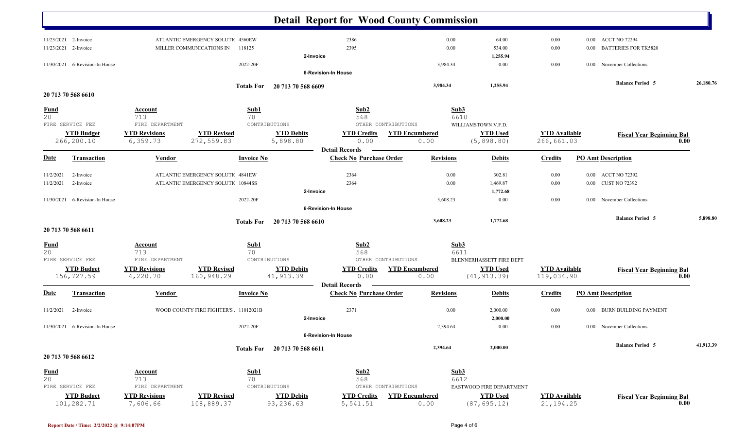# Detail Report for Wood County Commission

| Date | Transaction | Vendor | Invoice No | Check No | Purchase Order | Revisions | Debits | Credits | PO Amt | Description |
|---|---|---|---|---|---|---|---|---|---|---|
| 11/23/2021 | 2-Invoice | ATLANTIC EMERGENCY SOLUTI( | 4560EW | 2386 | | 0.00 | 64.00 | 0.00 | 0.00 | ACCT NO 72294 |
| 11/23/2021 | 2-Invoice | MILLER COMMUNICATIONS IN | 118125 | 2395 | | 0.00 | 534.00 | 0.00 | 0.00 | BATTERIES FOR TK5820 |
| | | | | 2-Invoice | | | 1,255.94 | | | |
| 11/30/2021 | 6-Revision-In House | | 2022-20F | | | 3,984.34 | 0.00 | 0.00 | 0.00 | November Collections |
| | | | | 6-Revision-In House | | | | | | |
| | | | Totals For 20 713 70 568 6609 | | | 3,984.34 | 1,255.94 | | | Balance Period 5 26,180.76 |

## 20 713 70 568 6610

| Fund | Account | Sub1 | Sub2 | Sub3 |
|---|---|---|---|---|
| 20 | 713 | 70 | 568 | 6610 |
| FIRE SERVICE FEE | FIRE DEPARTMENT | CONTRIBUTIONS | OTHER CONTRIBUTIONS | WILLIAMSTOWN V.F.D. |

| YTD Budget | YTD Revisions | YTD Revised | YTD Debits | YTD Credits | YTD Encumbered | YTD Used | YTD Available | Fiscal Year Beginning Bal |
|---|---|---|---|---|---|---|---|---|
| 266,200.10 | 6,359.73 | 272,559.83 | 5,898.80 | 0.00 | 0.00 | (5,898.80) | 266,661.03 | 0.00 |

**Detail Records**

| Date | Transaction | Vendor | Invoice No | Check No | Purchase Order | Revisions | Debits | Credits | PO Amt | Description |
|---|---|---|---|---|---|---|---|---|---|---|
| 11/2/2021 | 2-Invoice | ATLANTIC EMERGENCY SOLUTI( | 4841EW | 2364 | | 0.00 | 302.81 | 0.00 | 0.00 | ACCT NO 72392 |
| 11/2/2021 | 2-Invoice | ATLANTIC EMERGENCY SOLUTI( | 10844SS | 2364 | | 0.00 | 1,469.87 | 0.00 | 0.00 | CUST NO 72392 |
| | | | | 2-Invoice | | | 1,772.68 | | | |
| 11/30/2021 | 6-Revision-In House | | 2022-20F | | | 3,608.23 | 0.00 | 0.00 | 0.00 | November Collections |
| | | | | 6-Revision-In House | | | | | | |
| | | | Totals For 20 713 70 568 6610 | | | 3,608.23 | 1,772.68 | | | Balance Period 5 5,898.80 |

## 20 713 70 568 6611

| Fund | Account | Sub1 | Sub2 | Sub3 |
|---|---|---|---|---|
| 20 | 713 | 70 | 568 | 6611 |
| FIRE SERVICE FEE | FIRE DEPARTMENT | CONTRIBUTIONS | OTHER CONTRIBUTIONS | BLENNERHASSETT FIRE DEPT |

| YTD Budget | YTD Revisions | YTD Revised | YTD Debits | YTD Credits | YTD Encumbered | YTD Used | YTD Available | Fiscal Year Beginning Bal |
|---|---|---|---|---|---|---|---|---|
| 156,727.59 | 4,220.70 | 160,948.29 | 41,913.39 | 0.00 | 0.00 | (41,913.39) | 119,034.90 | 0.00 |

**Detail Records**

| Date | Transaction | Vendor | Invoice No | Check No | Purchase Order | Revisions | Debits | Credits | PO Amt | Description |
|---|---|---|---|---|---|---|---|---|---|---|
| 11/2/2021 | 2-Invoice | WOOD COUNTY FIRE FIGHTER'S . | 11012021B | 2371 | | 0.00 | 2,000.00 | 0.00 | 0.00 | BURN BUILDING PAYMENT |
| | | | | 2-Invoice | | | 2,000.00 | | | |
| 11/30/2021 | 6-Revision-In House | | 2022-20F | | | 2,394.64 | 0.00 | 0.00 | 0.00 | November Collections |
| | | | | 6-Revision-In House | | | | | | |
| | | | Totals For 20 713 70 568 6611 | | | 2,394.64 | 2,000.00 | | | Balance Period 5 41,913.39 |

## 20 713 70 568 6612

| Fund | Account | Sub1 | Sub2 | Sub3 |
|---|---|---|---|---|
| 20 | 713 | 70 | 568 | 6612 |
| FIRE SERVICE FEE | FIRE DEPARTMENT | CONTRIBUTIONS | OTHER CONTRIBUTIONS | EASTWOOD FIRE DEPARTMENT |

| YTD Budget | YTD Revisions | YTD Revised | YTD Debits | YTD Credits | YTD Encumbered | YTD Used | YTD Available | Fiscal Year Beginning Bal |
|---|---|---|---|---|---|---|---|---|
| 101,282.71 | 7,606.66 | 108,889.37 | 93,236.63 | 5,541.51 | 0.00 | (87,695.12) | 21,194.25 | 0.00 |

Report Date / Time: 2/2/2022 @ 9:14:07PM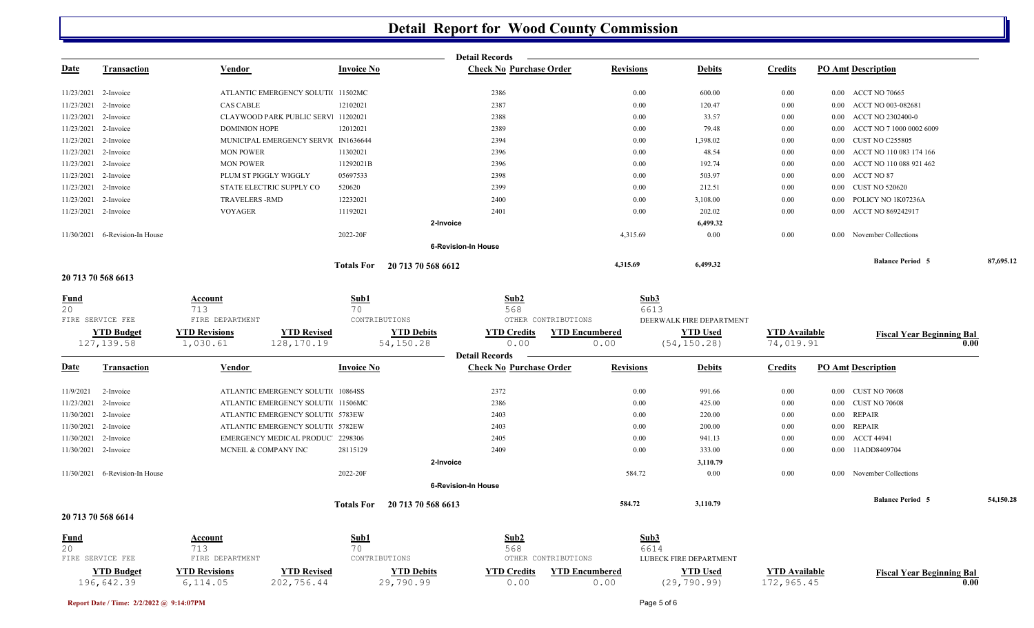# Detail Report for Wood County Commission

**Detail Records**

| Date | Transaction | Vendor | Invoice No | Check No | Purchase Order | Revisions | Debits | Credits | PO Amt | Description |
|---|---|---|---|---|---|---|---|---|---|---|
| 11/23/2021 | 2-Invoice | ATLANTIC EMERGENCY SOLUTI( | 11502MC | 2386 | | 0.00 | 600.00 | 0.00 | 0.00 | ACCT NO 70665 |
| 11/23/2021 | 2-Invoice | CAS CABLE | 12102021 | 2387 | | 0.00 | 120.47 | 0.00 | 0.00 | ACCT NO 003-082681 |
| 11/23/2021 | 2-Invoice | CLAYWOOD PARK PUBLIC SERVI | 11202021 | 2388 | | 0.00 | 33.57 | 0.00 | 0.00 | ACCT NO 2302400-0 |
| 11/23/2021 | 2-Invoice | DOMINION HOPE | 12012021 | 2389 | | 0.00 | 79.48 | 0.00 | 0.00 | ACCT NO 7 1000 0002 6009 |
| 11/23/2021 | 2-Invoice | MUNICIPAL EMERGENCY SERVIC | IN1636644 | 2394 | | 0.00 | 1,398.02 | 0.00 | 0.00 | CUST NO C255805 |
| 11/23/2021 | 2-Invoice | MON POWER | 11302021 | 2396 | | 0.00 | 48.54 | 0.00 | 0.00 | ACCT NO 110 083 174 166 |
| 11/23/2021 | 2-Invoice | MON POWER | 11292021B | 2396 | | 0.00 | 192.74 | 0.00 | 0.00 | ACCT NO 110 088 921 462 |
| 11/23/2021 | 2-Invoice | PLUM ST PIGGLY WIGGLY | 05697533 | 2398 | | 0.00 | 503.97 | 0.00 | 0.00 | ACCT NO 87 |
| 11/23/2021 | 2-Invoice | STATE ELECTRIC SUPPLY CO | 520620 | 2399 | | 0.00 | 212.51 | 0.00 | 0.00 | CUST NO 520620 |
| 11/23/2021 | 2-Invoice | TRAVELERS -RMD | 12232021 | 2400 | | 0.00 | 3,108.00 | 0.00 | 0.00 | POLICY NO 1K07236A |
| 11/23/2021 | 2-Invoice | VOYAGER | 11192021 | 2401 | | 0.00 | 202.02 | 0.00 | 0.00 | ACCT NO 869242917 |
| | | | | 2-Invoice | | | 6,499.32 | | | |
| 11/30/2021 | 6-Revision-In House | | 2022-20F | | | 4,315.69 | 0.00 | 0.00 | 0.00 | November Collections |
| | | | | 6-Revision-In House | | | | | | |
| | | | Totals For 20 713 70 568 6612 | | | 4,315.69 | 6,499.32 | | | Balance Period 5 87,695.12 |

## 20 713 70 568 6613

| Fund | Account | Sub1 | Sub2 | Sub3 |
|---|---|---|---|---|
| 20 | 713 | 70 | 568 | 6613 |
| FIRE SERVICE FEE | FIRE DEPARTMENT | CONTRIBUTIONS | OTHER CONTRIBUTIONS | DEERWALK FIRE DEPARTMENT |

| YTD Budget | YTD Revisions | YTD Revised | YTD Debits | YTD Credits | YTD Encumbered | YTD Used | YTD Available | Fiscal Year Beginning Bal |
|---|---|---|---|---|---|---|---|---|
| 127,139.58 | 1,030.61 | 128,170.19 | 54,150.28 | 0.00 | 0.00 | (54,150.28) | 74,019.91 | 0.00 |

**Detail Records**

| Date | Transaction | Vendor | Invoice No | Check No | Purchase Order | Revisions | Debits | Credits | PO Amt | Description |
|---|---|---|---|---|---|---|---|---|---|---|
| 11/9/2021 | 2-Invoice | ATLANTIC EMERGENCY SOLUTI( | 10864SS | 2372 | | 0.00 | 991.66 | 0.00 | 0.00 | CUST NO 70608 |
| 11/23/2021 | 2-Invoice | ATLANTIC EMERGENCY SOLUTI( | 11506MC | 2386 | | 0.00 | 425.00 | 0.00 | 0.00 | CUST NO 70608 |
| 11/30/2021 | 2-Invoice | ATLANTIC EMERGENCY SOLUTI( | 5783EW | 2403 | | 0.00 | 220.00 | 0.00 | 0.00 | REPAIR |
| 11/30/2021 | 2-Invoice | ATLANTIC EMERGENCY SOLUTI( | 5782EW | 2403 | | 0.00 | 200.00 | 0.00 | 0.00 | REPAIR |
| 11/30/2021 | 2-Invoice | EMERGENCY MEDICAL PRODUC' | 2298306 | 2405 | | 0.00 | 941.13 | 0.00 | 0.00 | ACCT 44941 |
| 11/30/2021 | 2-Invoice | MCNEIL & COMPANY INC | 28115129 | 2409 | | 0.00 | 333.00 | 0.00 | 0.00 | 11ADD8409704 |
| | | | | 2-Invoice | | | 3,110.79 | | | |
| 11/30/2021 | 6-Revision-In House | | 2022-20F | | | 584.72 | 0.00 | 0.00 | 0.00 | November Collections |
| | | | | 6-Revision-In House | | | | | | |
| | | | Totals For 20 713 70 568 6613 | | | 584.72 | 3,110.79 | | | Balance Period 5 54,150.28 |

## 20 713 70 568 6614

| Fund | Account | Sub1 | Sub2 | Sub3 |
|---|---|---|---|---|
| 20 | 713 | 70 | 568 | 6614 |
| FIRE SERVICE FEE | FIRE DEPARTMENT | CONTRIBUTIONS | OTHER CONTRIBUTIONS | LUBECK FIRE DEPARTMENT |

| YTD Budget | YTD Revisions | YTD Revised | YTD Debits | YTD Credits | YTD Encumbered | YTD Used | YTD Available | Fiscal Year Beginning Bal |
|---|---|---|---|---|---|---|---|---|
| 196,642.39 | 6,114.05 | 202,756.44 | 29,790.99 | 0.00 | 0.00 | (29,790.99) | 172,965.45 | 0.00 |

Report Date / Time: 2/2/2022 @ 9:14:07PM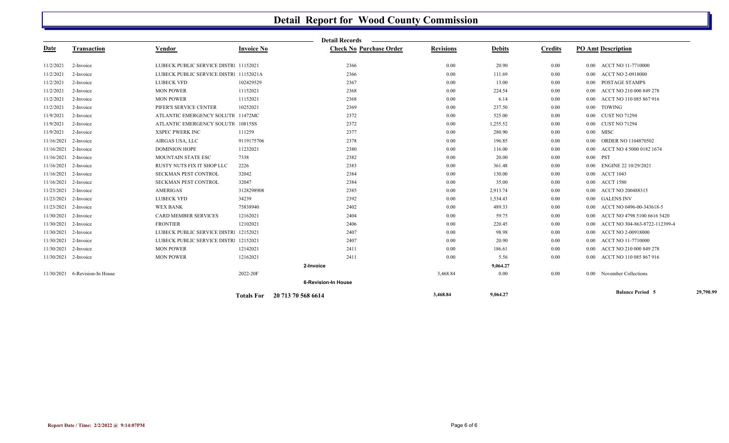# Detail Report for Wood County Commission

Detail Records

| Date | Transaction | Vendor | Invoice No | Check No | Purchase Order | Revisions | Debits | Credits | PO Amt | Description |
|---|---|---|---|---|---|---|---|---|---|---|
| 11/2/2021 | 2-Invoice | LUBECK PUBLIC SERVICE DISTRI | 11152021 | 2366 | | 0.00 | 20.90 | 0.00 | 0.00 | ACCT NO 11-7710000 |
| 11/2/2021 | 2-Invoice | LUBECK PUBLIC SERVICE DISTRI | 11152021A | 2366 | | 0.00 | 111.69 | 0.00 | 0.00 | ACCT NO 2-0918000 |
| 11/2/2021 | 2-Invoice | LUBECK VFD | 102429529 | 2367 | | 0.00 | 13.00 | 0.00 | 0.00 | POSTAGE STAMPS |
| 11/2/2021 | 2-Invoice | MON POWER | 11152021 | 2368 | | 0.00 | 224.54 | 0.00 | 0.00 | ACCT NO 210 000 849 278 |
| 11/2/2021 | 2-Invoice | MON POWER | 11152021 | 2368 | | 0.00 | 6.14 | 0.00 | 0.00 | ACCT NO 110 085 867 916 |
| 11/2/2021 | 2-Invoice | PIFER'S SERVICE CENTER | 10252021 | 2369 | | 0.00 | 237.50 | 0.00 | 0.00 | TOWING |
| 11/9/2021 | 2-Invoice | ATLANTIC EMERGENCY SOLUTI( | 11472MC | 2372 | | 0.00 | 525.00 | 0.00 | 0.00 | CUST NO 71294 |
| 11/9/2021 | 2-Invoice | ATLANTIC EMERGENCY SOLUTI( | 10815SS | 2372 | | 0.00 | 1,255.52 | 0.00 | 0.00 | CUST NO 71294 |
| 11/9/2021 | 2-Invoice | XSPEC PWERK INC | 111259 | 2377 | | 0.00 | 280.90 | 0.00 | 0.00 | MISC |
| 11/16/2021 | 2-Invoice | AIRGAS USA, LLC | 9119175706 | 2378 | | 0.00 | 196.85 | 0.00 | 0.00 | ORDER NO 1104870502 |
| 11/16/2021 | 2-Invoice | DOMINION HOPE | 11232021 | 2380 | | 0.00 | 116.00 | 0.00 | 0.00 | ACCT NO 4 5000 0182 1674 |
| 11/16/2021 | 2-Invoice | MOUNTAIN STATE ESC | 7338 | 2382 | | 0.00 | 20.00 | 0.00 | 0.00 | PST |
| 11/16/2021 | 2-Invoice | RUSTY NUTS FIX IT SHOP LLC | 2226 | 2383 | | 0.00 | 361.48 | 0.00 | 0.00 | ENGINE 22 10/29/2021 |
| 11/16/2021 | 2-Invoice | SECKMAN PEST CONTROL | 32042 | 2384 | | 0.00 | 130.00 | 0.00 | 0.00 | ACCT 1043 |
| 11/16/2021 | 2-Invoice | SECKMAN PEST CONTROL | 32047 | 2384 | | 0.00 | 35.00 | 0.00 | 0.00 | ACCT 1580 |
| 11/23/2021 | 2-Invoice | AMERIGAS | 3128298908 | 2385 | | 0.00 | 2,913.74 | 0.00 | 0.00 | ACCT NO 200488315 |
| 11/23/2021 | 2-Invoice | LUBECK VFD | 34239 | 2392 | | 0.00 | 1,534.43 | 0.00 | 0.00 | GALENS INV |
| 11/23/2021 | 2-Invoice | WEX BANK | 75838940 | 2402 | | 0.00 | 489.33 | 0.00 | 0.00 | ACCT NO 0496-00-343618-5 |
| 11/30/2021 | 2-Invoice | CARD MEMBER SERVICES | 12162021 | 2404 | | 0.00 | 59.75 | 0.00 | 0.00 | ACCT NO 4798 5100 6616 5420 |
| 11/30/2021 | 2-Invoice | FRONTIER | 12102021 | 2406 | | 0.00 | 220.45 | 0.00 | 0.00 | ACCT NO 304-863-8722-112399-4 |
| 11/30/2021 | 2-Invoice | LUBECK PUBLIC SERVICE DISTRI | 12152021 | 2407 | | 0.00 | 98.98 | 0.00 | 0.00 | ACCT NO 2-00918000 |
| 11/30/2021 | 2-Invoice | LUBECK PUBLIC SERVICE DISTRI | 12152021 | 2407 | | 0.00 | 20.90 | 0.00 | 0.00 | ACCT NO 11-7710000 |
| 11/30/2021 | 2-Invoice | MON POWER | 12142021 | 2411 | | 0.00 | 186.61 | 0.00 | 0.00 | ACCT NO 210 000 849 278 |
| 11/30/2021 | 2-Invoice | MON POWER | 12162021 | 2411 | | 0.00 | 5.56 | 0.00 | 0.00 | ACCT NO 110 085 867 916 |
| | | | | 2-Invoice | | | 9,064.27 | | | |
| 11/30/2021 | 6-Revision-In House | | 2022-20F | | | 3,468.84 | 0.00 | 0.00 | 0.00 | November Collections |
| | | | | 6-Revision-In House | | | | | | |
| | | | Totals For | 20 713 70 568 6614 | | 3,468.84 | 9,064.27 | | | Balance Period 5 29,790.99 |

Report Date / Time: 2/2/2022 @ 9:14:07PM